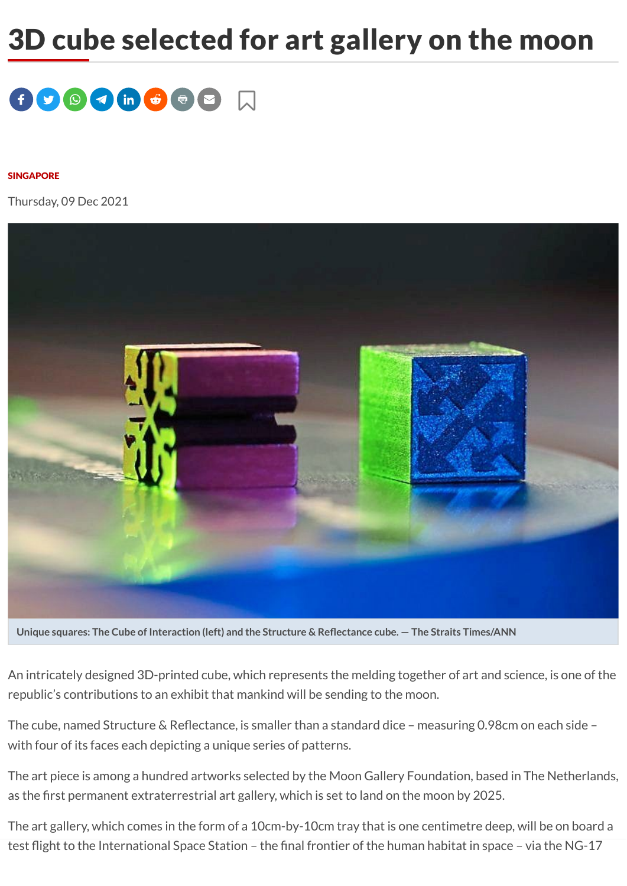# 3D cube selected for art gallery on the moon

**SINGAPORE**

Thursday, 09 Dec 2021

Unique squares: The Cube of Interaction (left) and the Structure & Reflectance cube. — The Straits Times/ANN

An intricately designed 3D-printed cube, which represents the melding together of art and science, is one of the republic's contributions to an exhibit that mankind will be sending to the moon.

The cube, named Structure & Reflectance, is smaller than a standard dice – measuring 0.98cm on each side – with four of its faces each depicting a unique series of patterns.

The art piece is among a hundred artworks selected by the Moon Gallery Foundation, based in The Netherlands, as the first permanent extraterrestrial art gallery, which is set to land on the moon by 2025.

The art gallery, which comes in the form of a 10cm-by-10cm tray that is one centimetre deep, will be on board a test flight to the International Space Station – the final frontier of the human habitat in space – via the NG-17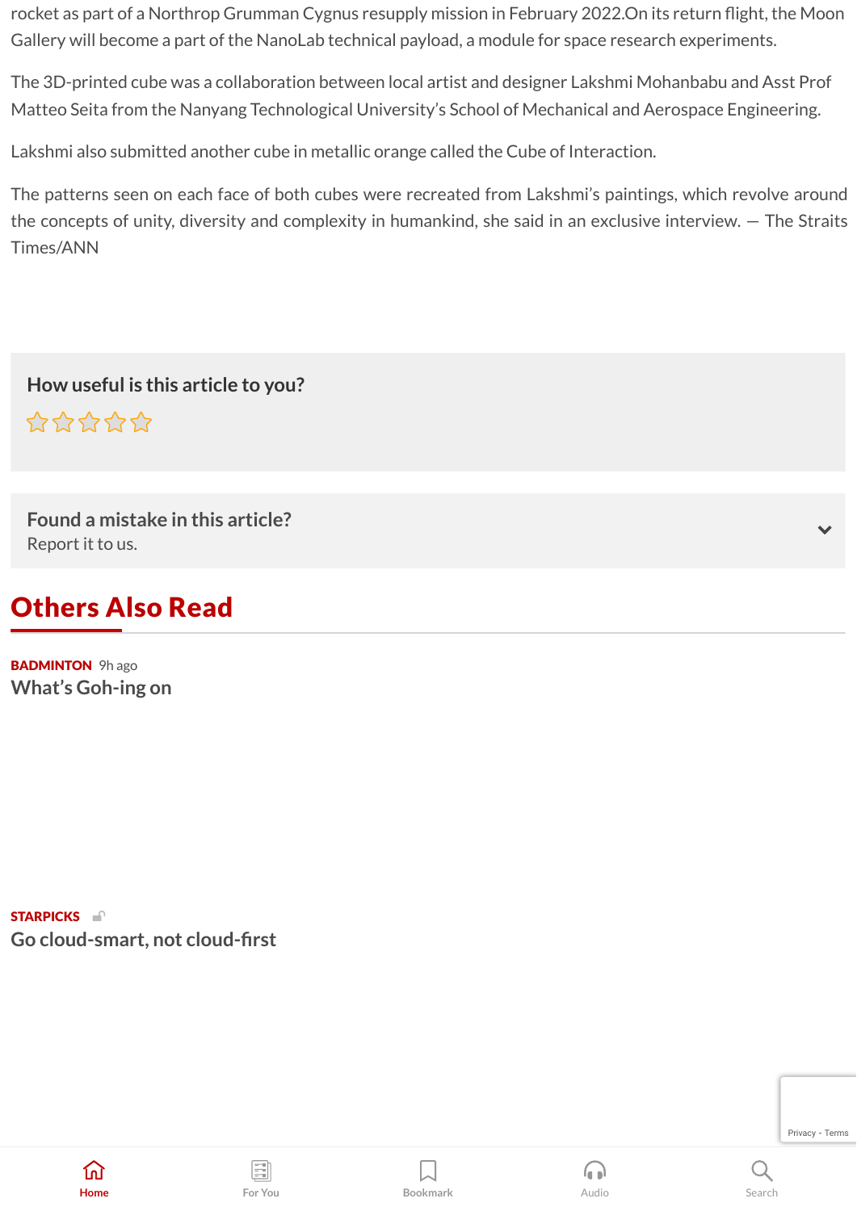rocket as part of a Northrop Grumman Cygnus resupply mission in February 2022.On its return flight, the Moon Gallery will become a part of the NanoLab technical payload, a module for space research experiments.

The 3D-printed cube was a collaboration between local artist and designer Lakshmi Mohanbabu and Asst Prof Matteo Seita from the Nanyang Technological University's School of Mechanical and Aerospace Engineering.

Lakshmi also submitted another cube in metallic orange called the Cube of Interaction.

The patterns seen on each face of both cubes were recreated from Lakshmi's paintings, which revolve around the concepts of unity, diversity and complexity in humankind, she said in an exclusive interview. — The Straits Times/ANN